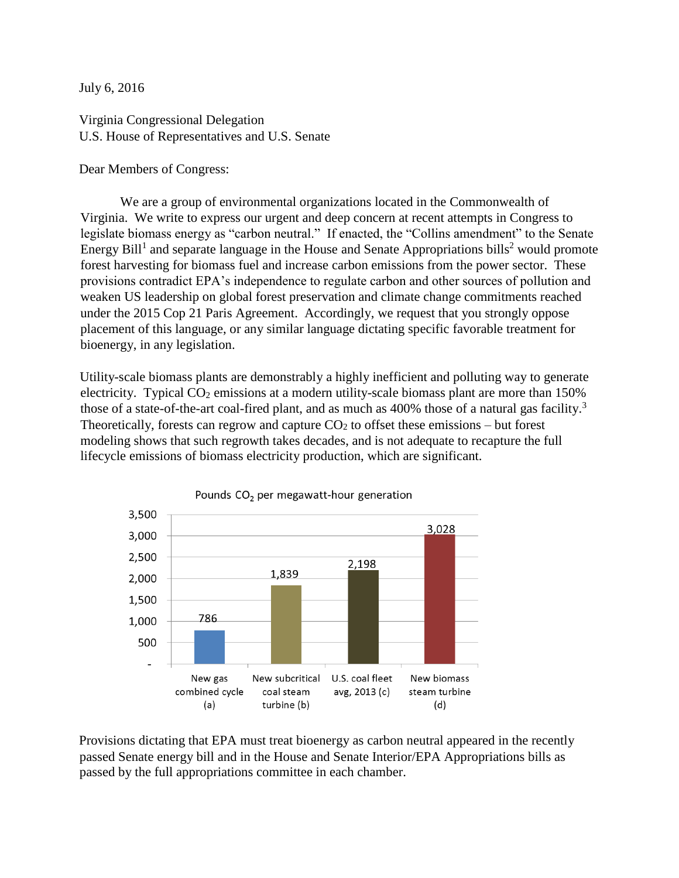July 6, 2016

Virginia Congressional Delegation
U.S. House of Representatives and U.S. Senate

Dear Members of Congress:

We are a group of environmental organizations located in the Commonwealth of Virginia. We write to express our urgent and deep concern at recent attempts in Congress to legislate biomass energy as "carbon neutral." If enacted, the "Collins amendment" to the Senate Energy Bill[1] and separate language in the House and Senate Appropriations bills[2] would promote forest harvesting for biomass fuel and increase carbon emissions from the power sector. These provisions contradict EPA's independence to regulate carbon and other sources of pollution and weaken US leadership on global forest preservation and climate change commitments reached under the 2015 Cop 21 Paris Agreement. Accordingly, we request that you strongly oppose placement of this language, or any similar language dictating specific favorable treatment for bioenergy, in any legislation.

Utility-scale biomass plants are demonstrably a highly inefficient and polluting way to generate electricity. Typical $CO_2$ emissions at a modern utility-scale biomass plant are more than 150% those of a state-of-the-art coal-fired plant, and as much as 400% those of a natural gas facility.[3] Theoretically, forests can regrow and capture $CO_2$ to offset these emissions – but forest modeling shows that such regrowth takes decades, and is not adequate to recapture the full lifecycle emissions of biomass electricity production, which are significant.

Pounds $CO_2$ per megawatt-hour generation

| Source | Pounds $CO_2$ per MWh |
|---|---|
| New gas combined cycle (a) | 786 |
| New subcritical coal steam turbine (b) | 1,839 |
| U.S. coal fleet avg, 2013 (c) | 2,198 |
| New biomass steam turbine (d) | 3,028 |

Provisions dictating that EPA must treat bioenergy as carbon neutral appeared in the recently passed Senate energy bill and in the House and Senate Interior/EPA Appropriations bills as passed by the full appropriations committee in each chamber.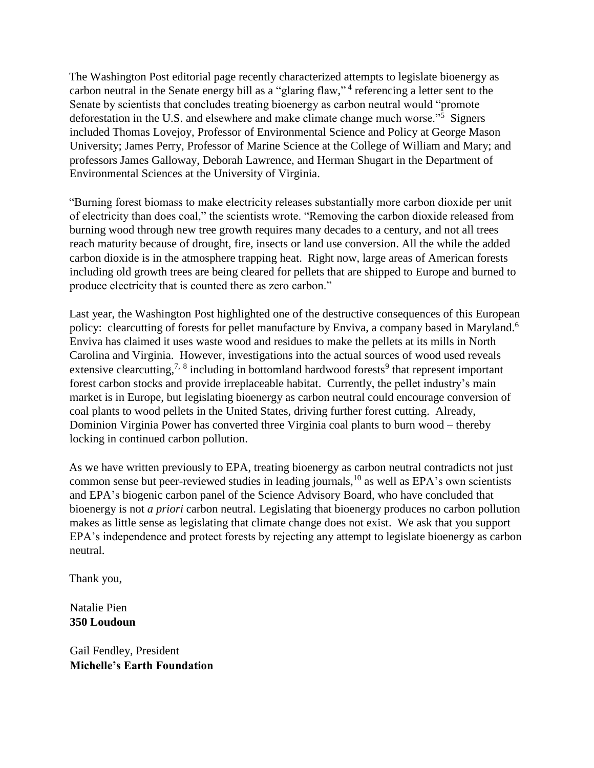The Washington Post editorial page recently characterized attempts to legislate bioenergy as carbon neutral in the Senate energy bill as a "glaring flaw," [4] referencing a letter sent to the Senate by scientists that concludes treating bioenergy as carbon neutral would "promote deforestation in the U.S. and elsewhere and make climate change much worse."[5] Signers included Thomas Lovejoy, Professor of Environmental Science and Policy at George Mason University; James Perry, Professor of Marine Science at the College of William and Mary; and professors James Galloway, Deborah Lawrence, and Herman Shugart in the Department of Environmental Sciences at the University of Virginia.

"Burning forest biomass to make electricity releases substantially more carbon dioxide per unit of electricity than does coal," the scientists wrote. "Removing the carbon dioxide released from burning wood through new tree growth requires many decades to a century, and not all trees reach maturity because of drought, fire, insects or land use conversion. All the while the added carbon dioxide is in the atmosphere trapping heat. Right now, large areas of American forests including old growth trees are being cleared for pellets that are shipped to Europe and burned to produce electricity that is counted there as zero carbon."

Last year, the Washington Post highlighted one of the destructive consequences of this European policy: clearcutting of forests for pellet manufacture by Enviva, a company based in Maryland.[6] Enviva has claimed it uses waste wood and residues to make the pellets at its mills in North Carolina and Virginia. However, investigations into the actual sources of wood used reveals extensive clearcutting,[7, 8] including in bottomland hardwood forests[9] that represent important forest carbon stocks and provide irreplaceable habitat. Currently, the pellet industry's main market is in Europe, but legislating bioenergy as carbon neutral could encourage conversion of coal plants to wood pellets in the United States, driving further forest cutting. Already, Dominion Virginia Power has converted three Virginia coal plants to burn wood – thereby locking in continued carbon pollution.

As we have written previously to EPA, treating bioenergy as carbon neutral contradicts not just common sense but peer-reviewed studies in leading journals,[10] as well as EPA's own scientists and EPA's biogenic carbon panel of the Science Advisory Board, who have concluded that bioenergy is not *a priori* carbon neutral. Legislating that bioenergy produces no carbon pollution makes as little sense as legislating that climate change does not exist. We ask that you support EPA's independence and protect forests by rejecting any attempt to legislate bioenergy as carbon neutral.

Thank you,

Natalie Pien
**350 Loudoun**

Gail Fendley, President
**Michelle's Earth Foundation**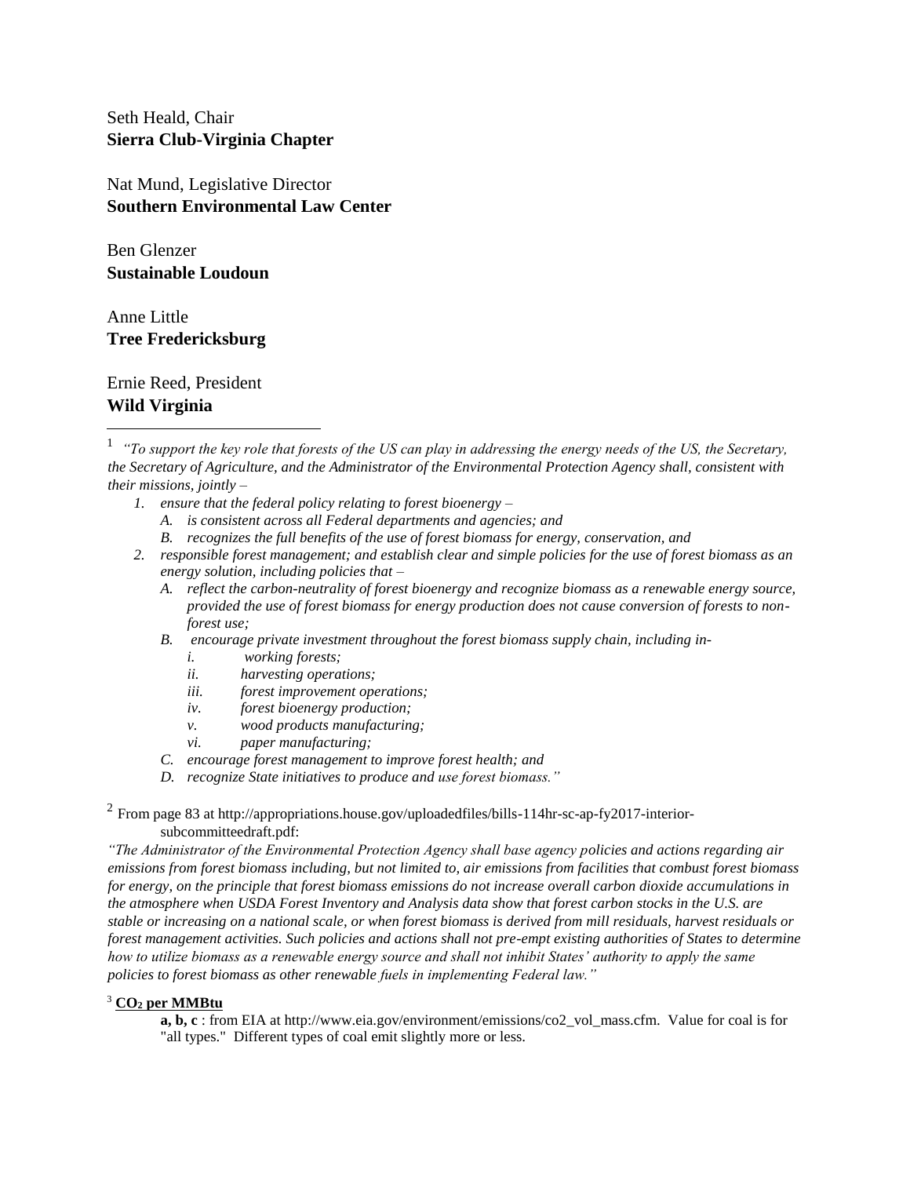Seth Heald, Chair
**Sierra Club-Virginia Chapter**

Nat Mund, Legislative Director
**Southern Environmental Law Center**

Ben Glenzer
**Sustainable Loudoun**

Anne Little
**Tree Fredericksburg**

Ernie Reed, President
**Wild Virginia**

---

[1] *"To support the key role that forests of the US can play in addressing the energy needs of the US, the Secretary, the Secretary of Agriculture, and the Administrator of the Environmental Protection Agency shall, consistent with their missions, jointly –*

1. *ensure that the federal policy relating to forest bioenergy –*
   - A. *is consistent across all Federal departments and agencies; and*
   - B. *recognizes the full benefits of the use of forest biomass for energy, conservation, and*
2. *responsible forest management; and establish clear and simple policies for the use of forest biomass as an energy solution, including policies that –*
   - A. *reflect the carbon-neutrality of forest bioenergy and recognize biomass as a renewable energy source, provided the use of forest biomass for energy production does not cause conversion of forests to non-forest use;*
   - B. *encourage private investment throughout the forest biomass supply chain, including in-*
     - i. *working forests;*
     - ii. *harvesting operations;*
     - iii. *forest improvement operations;*
     - iv. *forest bioenergy production;*
     - v. *wood products manufacturing;*
     - vi. *paper manufacturing;*
   - C. *encourage forest management to improve forest health; and*
   - D. *recognize State initiatives to produce and use forest biomass."*

[2] From page 83 at http://appropriations.house.gov/uploadedfiles/bills-114hr-sc-ap-fy2017-interior-subcommitteedraft.pdf:

*"The Administrator of the Environmental Protection Agency shall base agency policies and actions regarding air emissions from forest biomass including, but not limited to, air emissions from facilities that combust forest biomass for energy, on the principle that forest biomass emissions do not increase overall carbon dioxide accumulations in the atmosphere when USDA Forest Inventory and Analysis data show that forest carbon stocks in the U.S. are stable or increasing on a national scale, or when forest biomass is derived from mill residuals, harvest residuals or forest management activities. Such policies and actions shall not pre-empt existing authorities of States to determine how to utilize biomass as a renewable energy source and shall not inhibit States' authority to apply the same policies to forest biomass as other renewable fuels in implementing Federal law."*

[3] **$CO_2$ per MMBtu**

**a, b, c** : from EIA at http://www.eia.gov/environment/emissions/co2_vol_mass.cfm. Value for coal is for "all types." Different types of coal emit slightly more or less.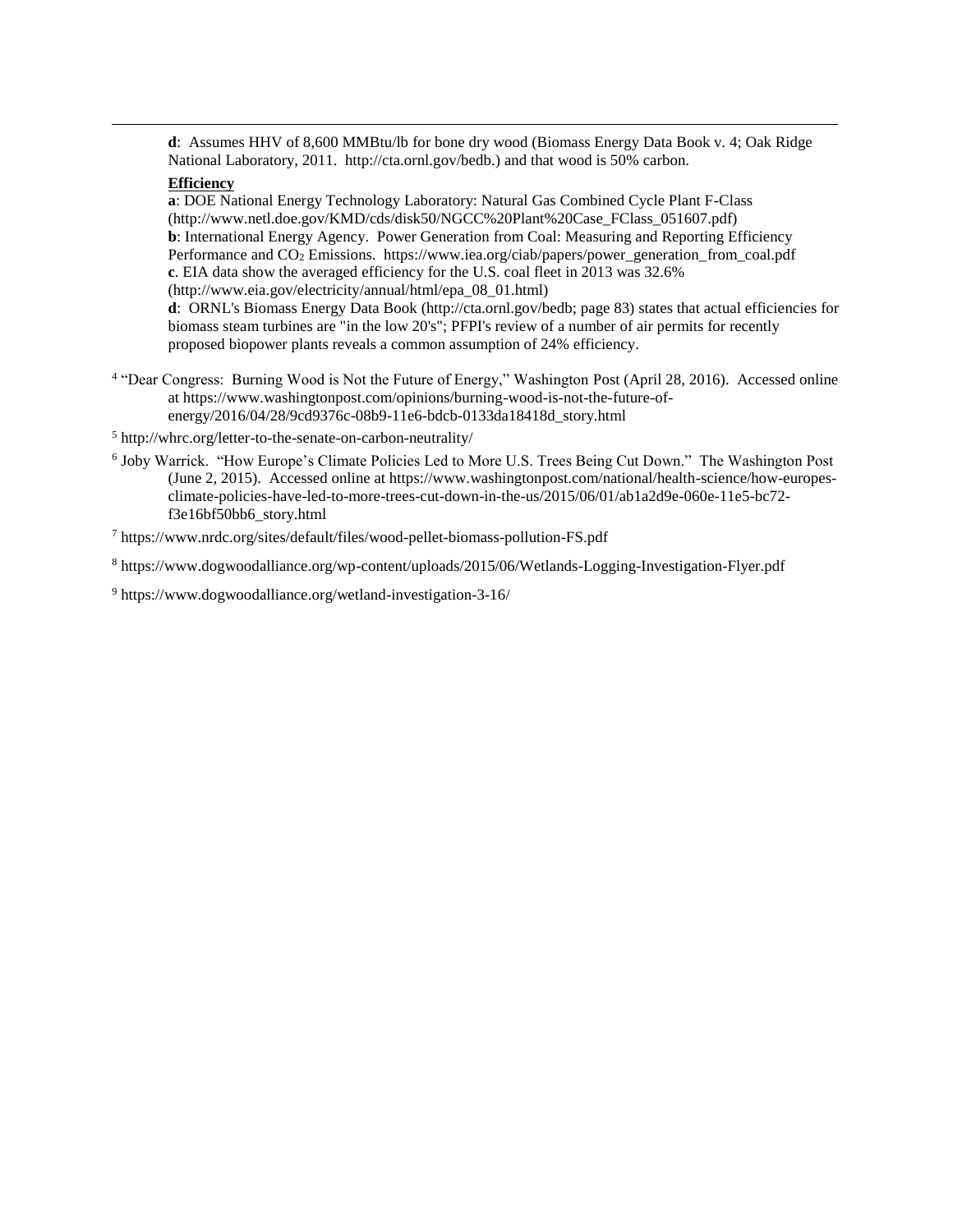**d**: Assumes HHV of 8,600 MMBtu/lb for bone dry wood (Biomass Energy Data Book v. 4; Oak Ridge National Laboratory, 2011. http://cta.ornl.gov/bedb.) and that wood is 50% carbon.

**Efficiency**

**a**: DOE National Energy Technology Laboratory: Natural Gas Combined Cycle Plant F-Class (http://www.netl.doe.gov/KMD/cds/disk50/NGCC%20Plant%20Case_FClass_051607.pdf)
**b**: International Energy Agency. Power Generation from Coal: Measuring and Reporting Efficiency Performance and $CO_2$ Emissions. https://www.iea.org/ciab/papers/power_generation_from_coal.pdf
**c**. EIA data show the averaged efficiency for the U.S. coal fleet in 2013 was 32.6% (http://www.eia.gov/electricity/annual/html/epa_08_01.html)
**d**: ORNL's Biomass Energy Data Book (http://cta.ornl.gov/bedb; page 83) states that actual efficiencies for biomass steam turbines are "in the low 20's"; PFPI's review of a number of air permits for recently proposed biopower plants reveals a common assumption of 24% efficiency.

[4] "Dear Congress: Burning Wood is Not the Future of Energy," Washington Post (April 28, 2016). Accessed online at https://www.washingtonpost.com/opinions/burning-wood-is-not-the-future-of-energy/2016/04/28/9cd9376c-08b9-11e6-bdcb-0133da18418d_story.html

[5] http://whrc.org/letter-to-the-senate-on-carbon-neutrality/

[6] Joby Warrick. "How Europe's Climate Policies Led to More U.S. Trees Being Cut Down." The Washington Post (June 2, 2015). Accessed online at https://www.washingtonpost.com/national/health-science/how-europes-climate-policies-have-led-to-more-trees-cut-down-in-the-us/2015/06/01/ab1a2d9e-060e-11e5-bc72-f3e16bf50bb6_story.html

[7] https://www.nrdc.org/sites/default/files/wood-pellet-biomass-pollution-FS.pdf

[8] https://www.dogwoodalliance.org/wp-content/uploads/2015/06/Wetlands-Logging-Investigation-Flyer.pdf

[9] https://www.dogwoodalliance.org/wetland-investigation-3-16/